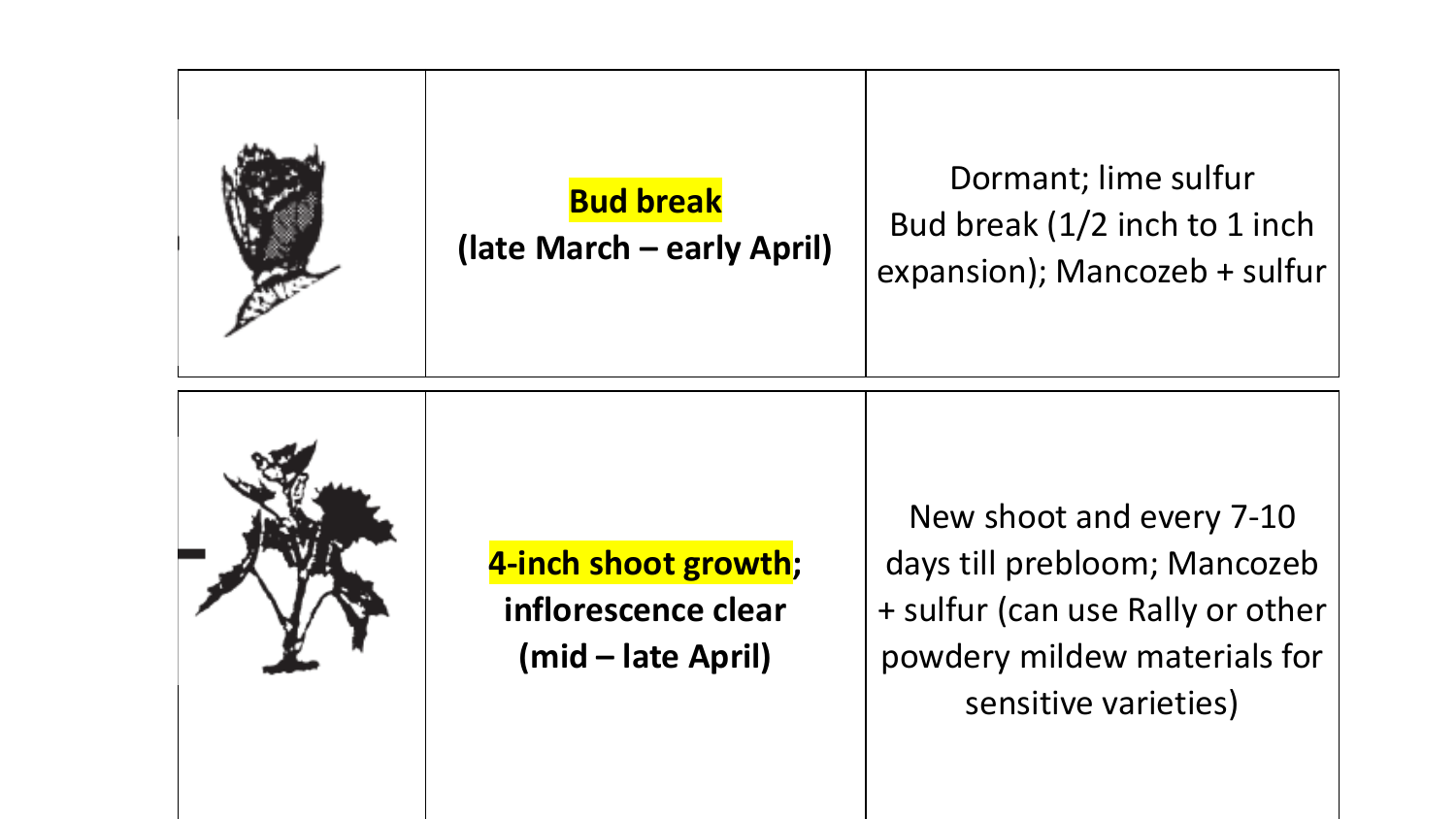|  |  |  |
| --- | --- | --- |
|  | **Bud break (late March – early April)** | Dormant; lime sulfur Bud break (1/2 inch to 1 inch expansion); Mancozeb + sulfur |
|  | **4-inch shoot growth; inflorescence clear (mid – late April)** | New shoot and every 7-10 days till prebloom; Mancozeb + sulfur (can use Rally or other powdery mildew materials for sensitive varieties) |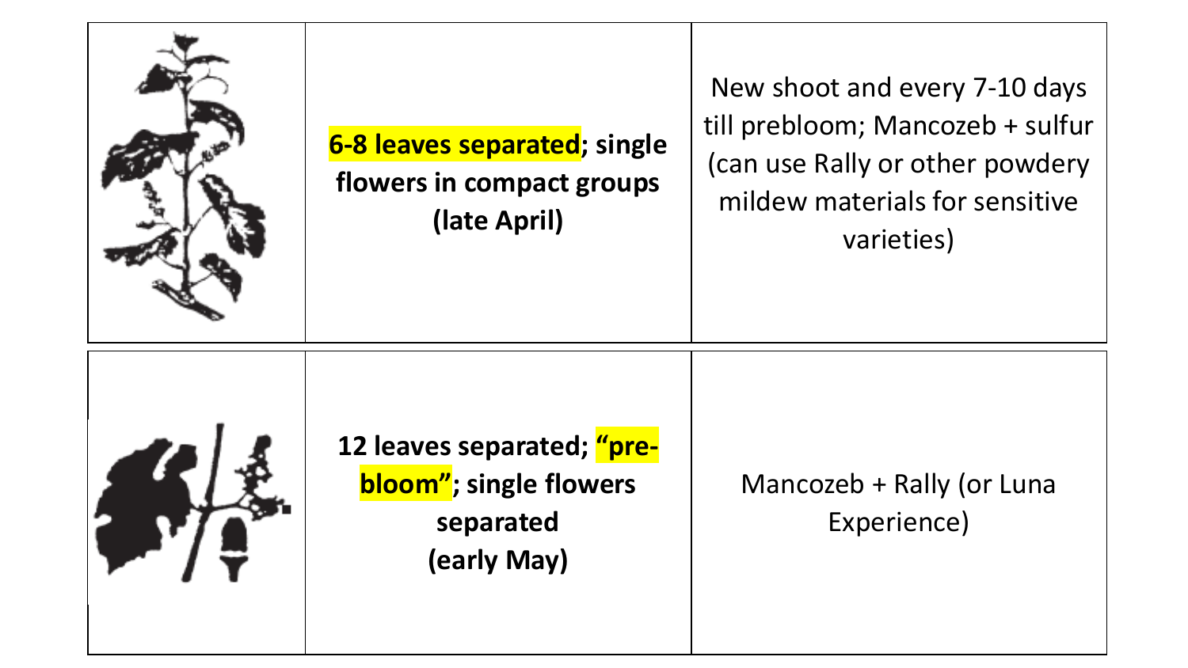| | | |
|---|---|---|
| | **6-8 leaves separated; single flowers in compact groups (late April)** | New shoot and every 7-10 days till prebloom; Mancozeb + sulfur (can use Rally or other powdery mildew materials for sensitive varieties) |
| | **12 leaves separated; "pre-bloom"; single flowers separated (early May)** | Mancozeb + Rally (or Luna Experience) |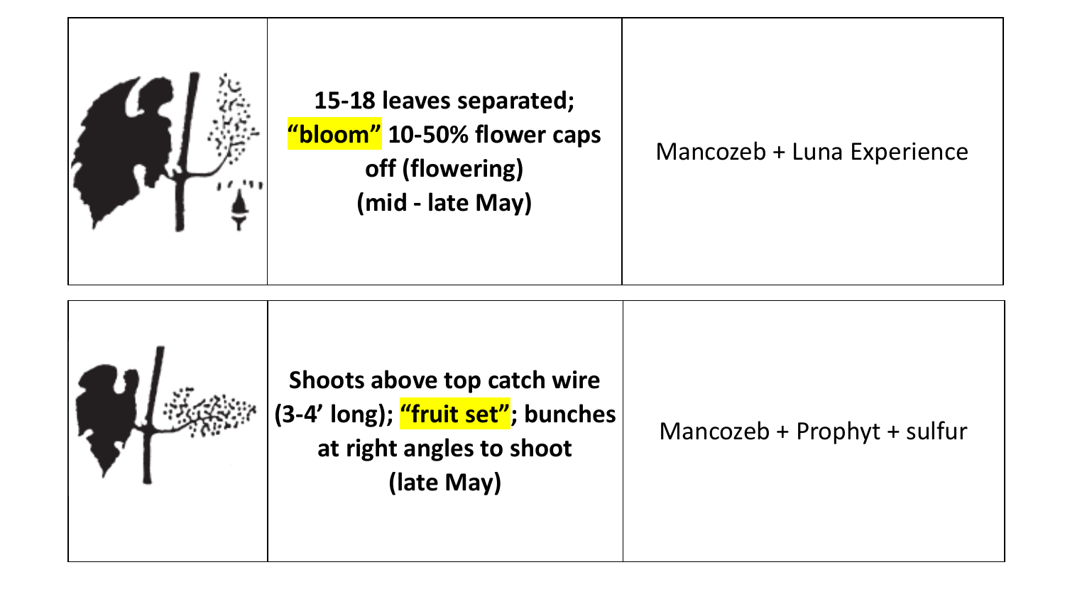| | | |
|---|---|---|
| | **15-18 leaves separated; "bloom" 10-50% flower caps off (flowering) (mid - late May)** | Mancozeb + Luna Experience |
| | **Shoots above top catch wire (3-4' long); "fruit set"; bunches at right angles to shoot (late May)** | Mancozeb + Prophyt + sulfur |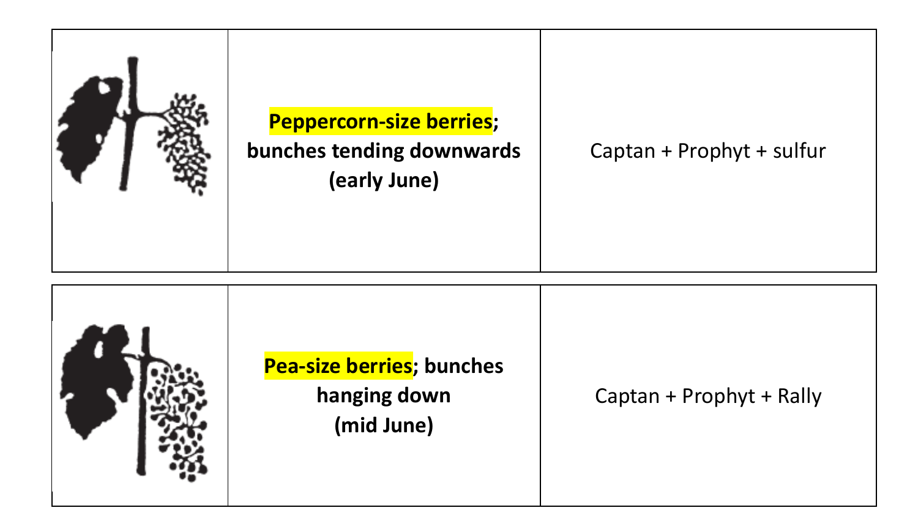|  | **Peppercorn-size berries; bunches tending downwards (early June)** | Captan + Prophyt + sulfur |
| --- | --- | --- |
|  | **Pea-size berries; bunches hanging down (mid June)** | Captan + Prophyt + Rally |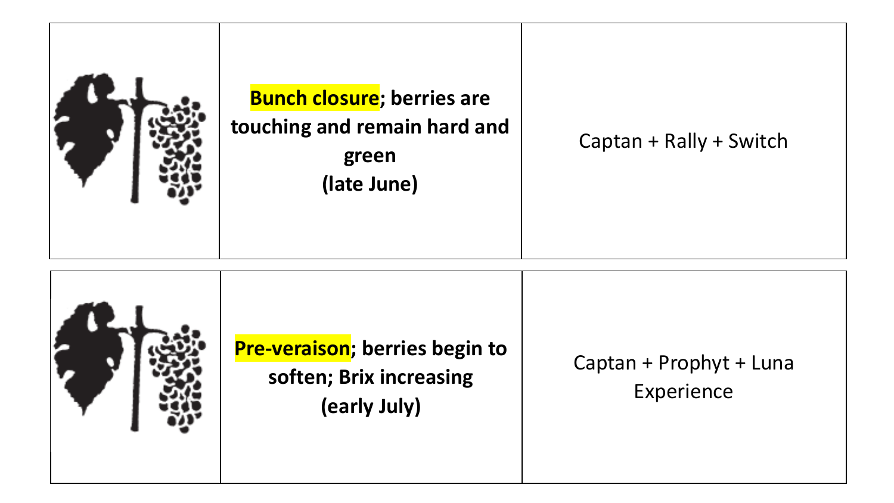| | | |
|---|---|---|
| | **Bunch closure; berries are touching and remain hard and green (late June)** | Captan + Rally + Switch |
| | **Pre-veraison; berries begin to soften; Brix increasing (early July)** | Captan + Prophyt + Luna Experience |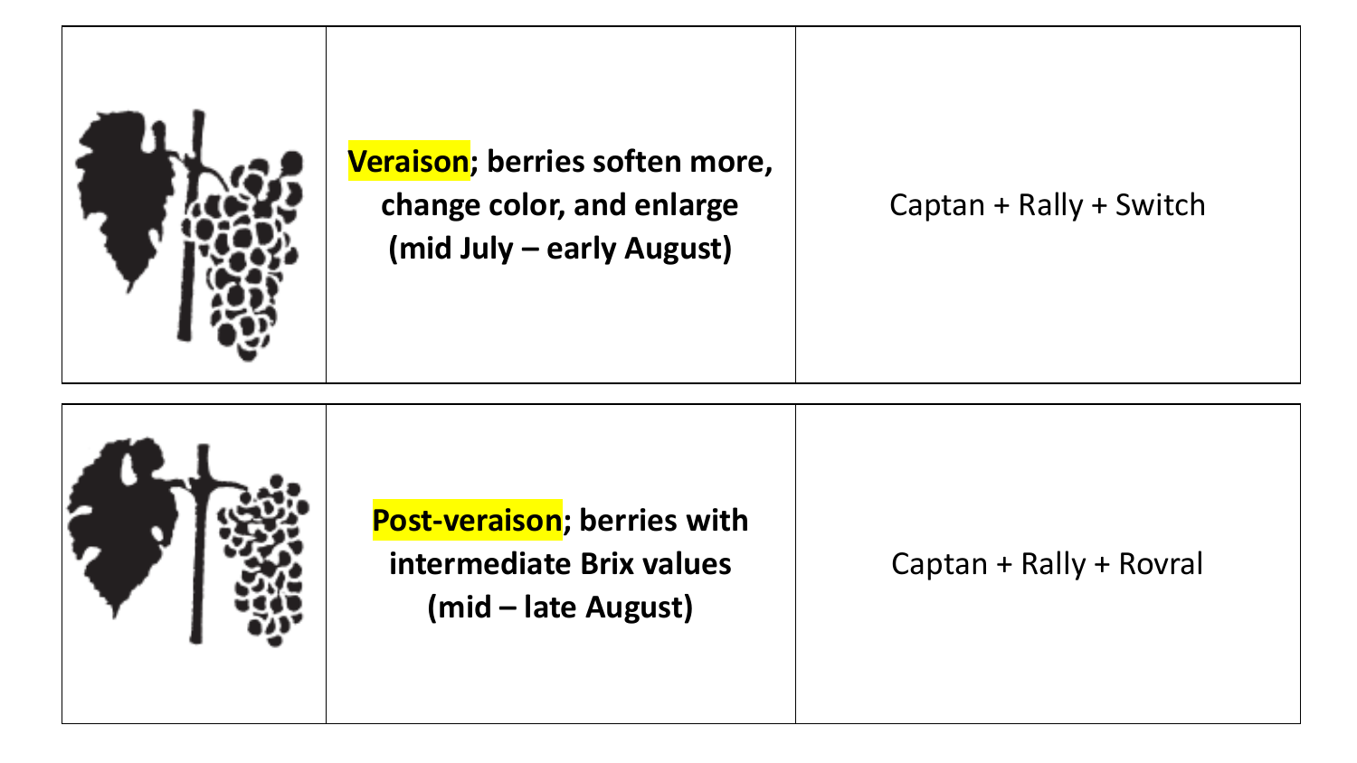| | | |
|---|---|---|
| | **Veraison; berries soften more, change color, and enlarge (mid July – early August)** | Captan + Rally + Switch |
| | **Post-veraison; berries with intermediate Brix values (mid – late August)** | Captan + Rally + Rovral |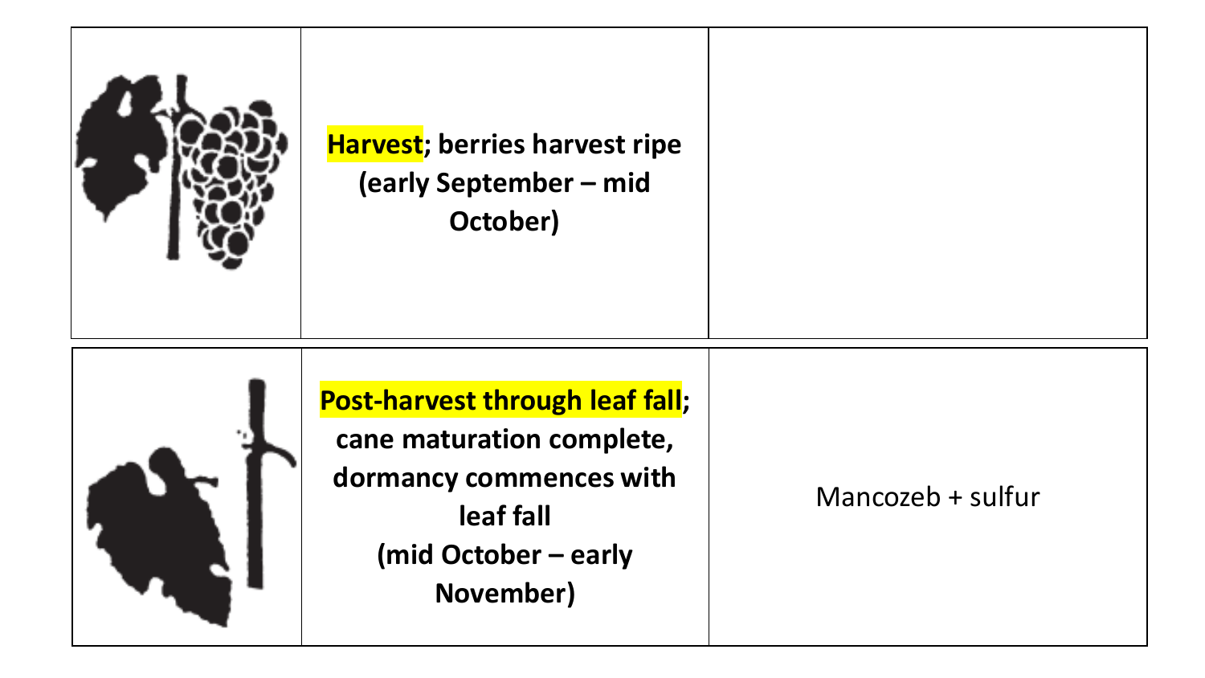| | | |
|---|---|---|
| | **Harvest; berries harvest ripe (early September – mid October)** | |
| | **Post-harvest through leaf fall; cane maturation complete, dormancy commences with leaf fall (mid October – early November)** | Mancozeb + sulfur |